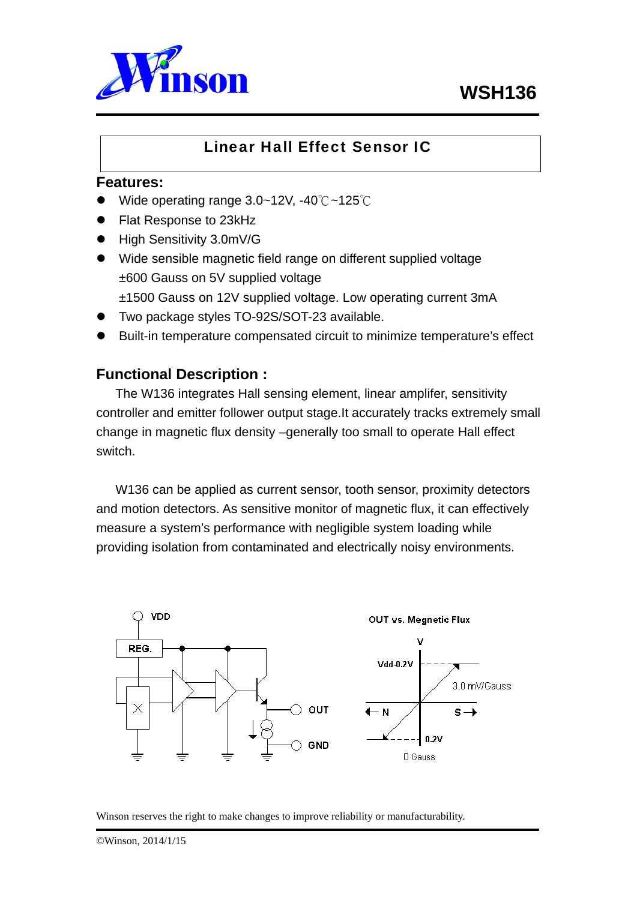# WSH136

## Linear Hall Effect Sensor IC

### Features:

- Wide operating range 3.0~12V, -40℃~125℃
- Flat Response to 23kHz
- High Sensitivity 3.0mV/G
- Wide sensible magnetic field range on different supplied voltage
  ±600 Gauss on 5V supplied voltage
  ±1500 Gauss on 12V supplied voltage. Low operating current 3mA
- Two package styles TO-92S/SOT-23 available.
- Built-in temperature compensated circuit to minimize temperature's effect

### Functional Description :

The W136 integrates Hall sensing element, linear amplifer, sensitivity controller and emitter follower output stage.It accurately tracks extremely small change in magnetic flux density –generally too small to operate Hall effect switch.

W136 can be applied as current sensor, tooth sensor, proximity detectors and motion detectors. As sensitive monitor of magnetic flux, it can effectively measure a system's performance with negligible system loading while providing isolation from contaminated and electrically noisy environments.

VDD, REG., OUT, GND

OUT vs. Megnetic Flux

V, Vdd-0.2V, 3.0 mV/Gauss, N, S, 0.2V, 0 Gauss

Winson reserves the right to make changes to improve reliability or manufacturability.

©Winson, 2014/1/15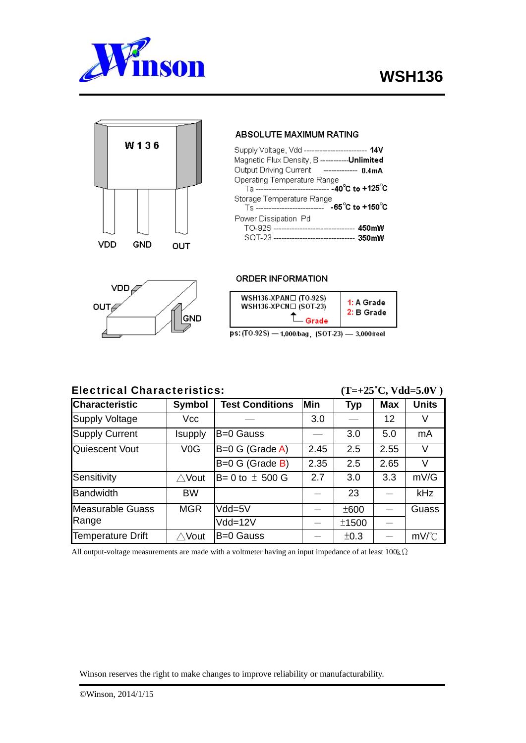# WSH136

W136

VDD GND OUT

## ABSOLUTE MAXIMUM RATING

Supply Voltage, Vdd ------------------------ **14V**
Magnetic Flux Density, B -----------**Unlimited**
Output Driving Current ------------- **0.4mA**
Operating Temperature Range
Ta ----------------------------- **-40°C to +125°C**
Storage Temperature Range
Ts -------------------------- **-65°C to +150°C**
Power Dissipation Pd
TO-92S -------------------------------- **450mW**
SOT-23 -------------------------------- **350mW**

VDD OUT GND

## ORDER INFORMATION

| | |
|---|---|
| WSH136-XPAN□ (TO-92S)<br>WSH136-XPCN□ (SOT-23)<br>Grade | 1: A Grade<br>2: B Grade |

ps: (TO-92S) — 1,000/bag, (SOT-23) — 3,000/reel

## Electrical Characteristics: (T=+25°C, Vdd=5.0V )

| Characteristic | Symbol | Test Conditions | Min | Typ | Max | Units |
|---|---|---|---|---|---|---|
| Supply Voltage | Vcc | — | 3.0 | — | 12 | V |
| Supply Current | Isupply | B=0 Gauss | — | 3.0 | 5.0 | mA |
| Quiescent Vout | V0G | B=0 G (Grade A) | 2.45 | 2.5 | 2.55 | V |
| | | B=0 G (Grade B) | 2.35 | 2.5 | 2.65 | V |
| Sensitivity | △Vout | B= 0 to ± 500 G | 2.7 | 3.0 | 3.3 | mV/G |
| Bandwidth | BW | | — | 23 | — | kHz |
| Measurable Guass Range | MGR | Vdd=5V | — | ±600 | — | Guass |
| | | Vdd=12V | — | ±1500 | — | |
| Temperature Drift | △Vout | B=0 Gauss | — | ±0.3 | — | mV/℃ |

All output-voltage measurements are made with a voltmeter having an input impedance of at least 100kΩ

Winson reserves the right to make changes to improve reliability or manufacturability.

©Winson, 2014/1/15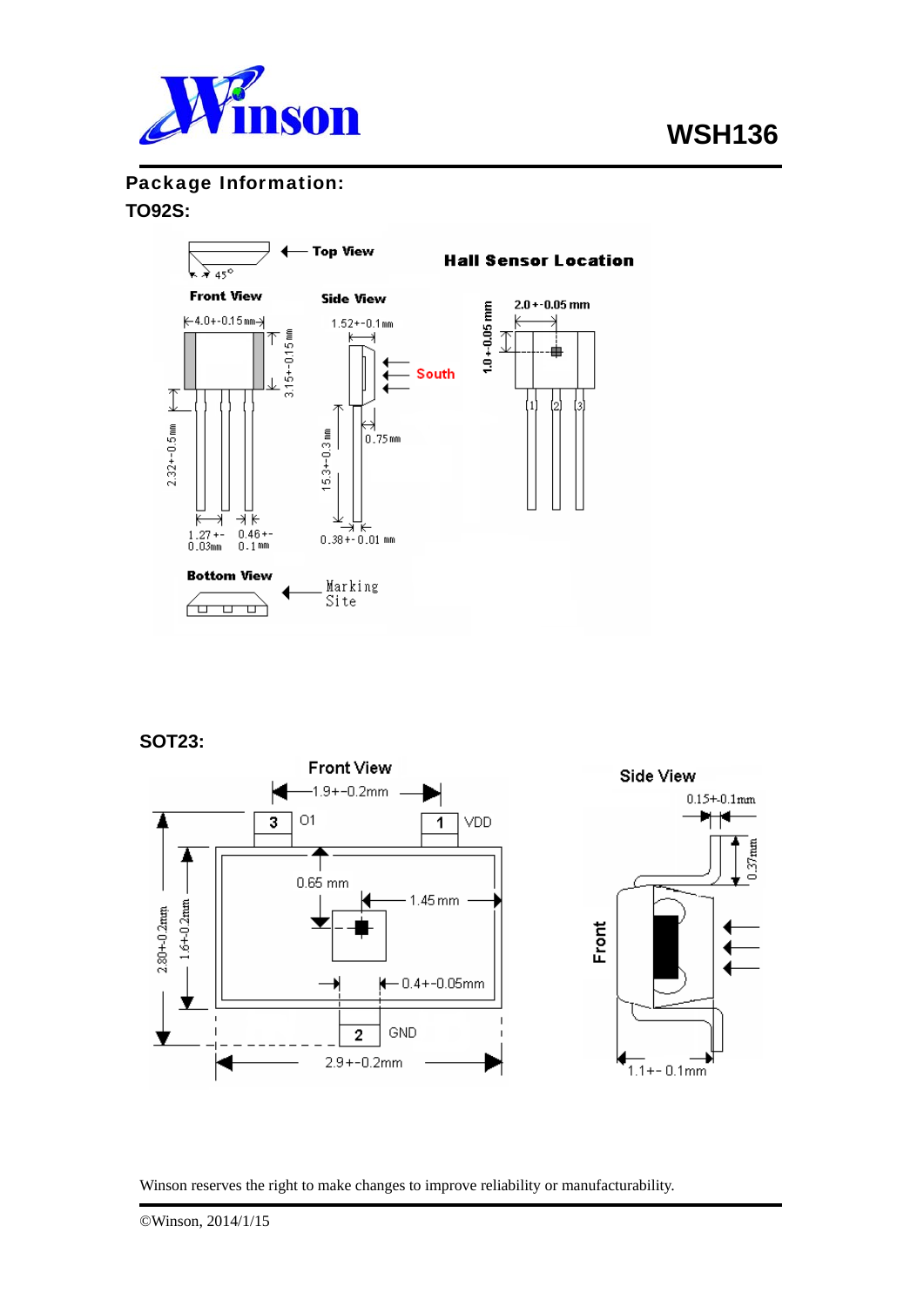## Package Information:

### TO92S:

Top View

45°

Hall Sensor Location

Front View

4.0+-0.15mm

3.15+-0.15 mm

2.32+-0.5mm

1.27+-0.03mm

0.46+-0.1mm

Side View

1.52+-0.1mm

South

0.75mm

15.3+-0.3mm

0.38+-0.01 mm

2.0+-0.05 mm

1.0+-0.05 mm

1 2 3

Bottom View

Marking Site

### SOT23:

Front View

1.9+-0.2mm

3 O1

1 VDD

0.65 mm

1.45mm

2.80+-0.2mm

1.6+-0.2mm

0.4+-0.05mm

2 GND

2.9+-0.2mm

Side View

0.15+-0.1mm

0.37mm

Front

1.1+-0.1mm

Winson reserves the right to make changes to improve reliability or manufacturability.

©Winson, 2014/1/15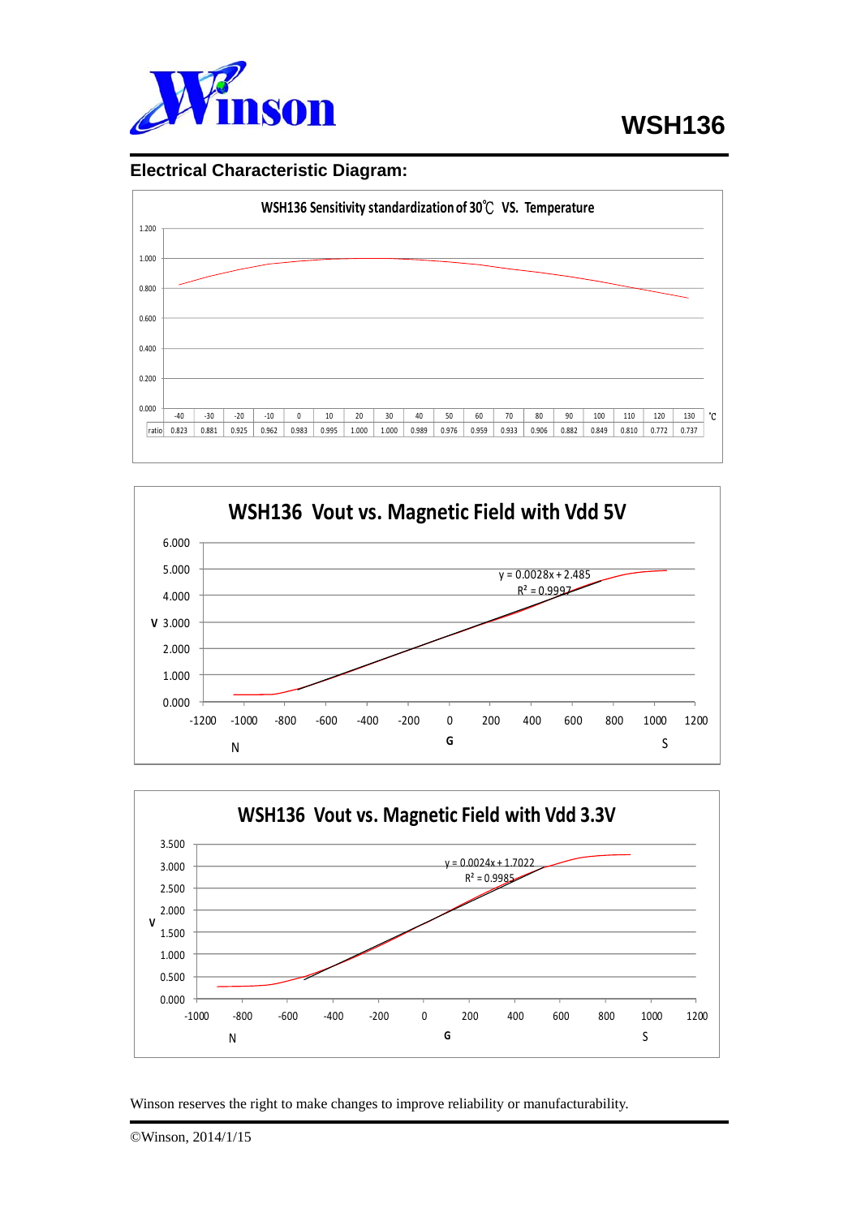## Electrical Characteristic Diagram:

WSH136 Sensitivity standardization of 30℃ VS. Temperature

1.200
1.000
0.800
0.600
0.400
0.200
0.000

| | | | | | | | | | | | | | | | | | | | |
|---|---|---|---|---|---|---|---|---|---|---|---|---|---|---|---|---|---|---|---|
| | -40 | -30 | -20 | -10 | 0 | 10 | 20 | 30 | 40 | 50 | 60 | 70 | 80 | 90 | 100 | 110 | 120 | 130 | ℃ |
| ratio | 0.823 | 0.881 | 0.925 | 0.962 | 0.983 | 0.995 | 1.000 | 1.000 | 0.989 | 0.976 | 0.959 | 0.933 | 0.906 | 0.882 | 0.849 | 0.810 | 0.772 | 0.737 | |

WSH136 Vout vs. Magnetic Field with Vdd 5V

V
6.000
5.000
4.000
3.000
2.000
1.000
0.000

-1200 -1000 -800 -600 -400 -200 0 200 400 600 800 1000 1200

N G S

y = 0.0028x + 2.485

$R^2$ = 0.9997

WSH136 Vout vs. Magnetic Field with Vdd 3.3V

V
3.500
3.000
2.500
2.000
1.500
1.000
0.500
0.000

-1000 -800 -600 -400 -200 0 200 400 600 800 1000 1200

N G S

y = 0.0024x + 1.7022

$R^2$ = 0.9985

Winson reserves the right to make changes to improve reliability or manufacturability.

©Winson, 2014/1/15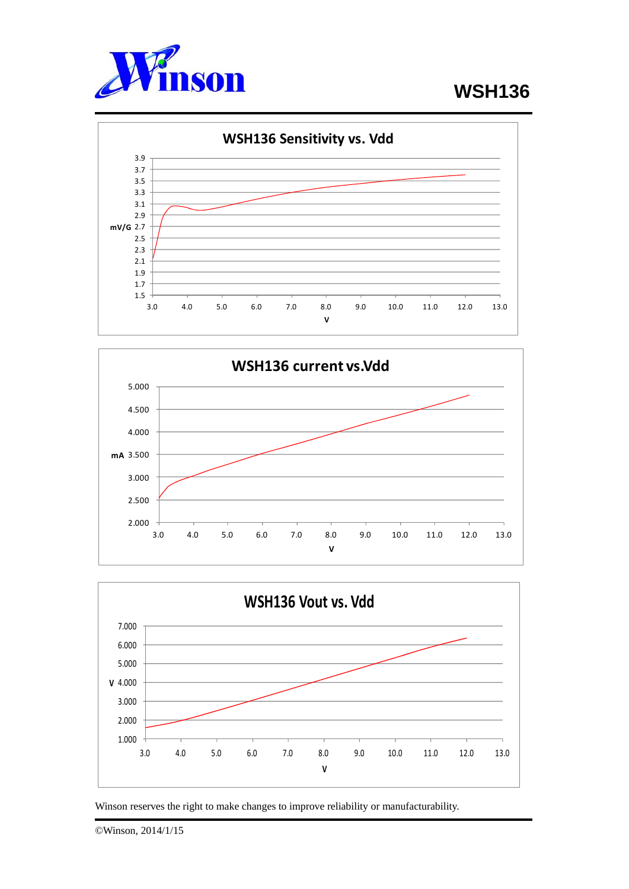WSH136

WSH136 Sensitivity vs. Vdd

mV/G

3.9
3.7
3.5
3.3
3.1
2.9
2.7
2.5
2.3
2.1
1.9
1.7
1.5

3.0 4.0 5.0 6.0 7.0 8.0 9.0 10.0 11.0 12.0 13.0

V

WSH136 current vs.Vdd

mA

5.000
4.500
4.000
3.500
3.000
2.500
2.000

3.0 4.0 5.0 6.0 7.0 8.0 9.0 10.0 11.0 12.0 13.0

V

WSH136 Vout vs. Vdd

V

7.000
6.000
5.000
4.000
3.000
2.000
1.000

3.0 4.0 5.0 6.0 7.0 8.0 9.0 10.0 11.0 12.0 13.0

V

Winson reserves the right to make changes to improve reliability or manufacturability.

©Winson, 2014/1/15